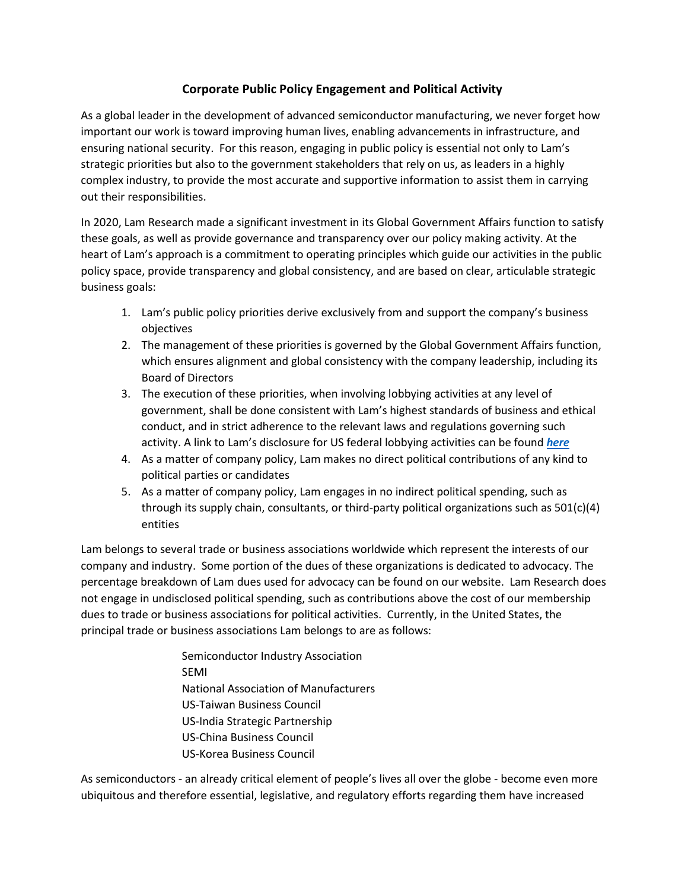# Corporate Public Policy Engagement and Political Activity

As a global leader in the development of advanced semiconductor manufacturing, we never forget how important our work is toward improving human lives, enabling advancements in infrastructure, and ensuring national security. For this reason, engaging in public policy is essential not only to Lam's strategic priorities but also to the government stakeholders that rely on us, as leaders in a highly complex industry, to provide the most accurate and supportive information to assist them in carrying out their responsibilities.

In 2020, Lam Research made a significant investment in its Global Government Affairs function to satisfy these goals, as well as provide governance and transparency over our policy making activity. At the heart of Lam's approach is a commitment to operating principles which guide our activities in the public policy space, provide transparency and global consistency, and are based on clear, articulable strategic business goals:

1. Lam's public policy priorities derive exclusively from and support the company's business objectives
2. The management of these priorities is governed by the Global Government Affairs function, which ensures alignment and global consistency with the company leadership, including its Board of Directors
3. The execution of these priorities, when involving lobbying activities at any level of government, shall be done consistent with Lam's highest standards of business and ethical conduct, and in strict adherence to the relevant laws and regulations governing such activity. A link to Lam's disclosure for US federal lobbying activities can be found ***here***
4. As a matter of company policy, Lam makes no direct political contributions of any kind to political parties or candidates
5. As a matter of company policy, Lam engages in no indirect political spending, such as through its supply chain, consultants, or third-party political organizations such as 501(c)(4) entities

Lam belongs to several trade or business associations worldwide which represent the interests of our company and industry. Some portion of the dues of these organizations is dedicated to advocacy. The percentage breakdown of Lam dues used for advocacy can be found on our website. Lam Research does not engage in undisclosed political spending, such as contributions above the cost of our membership dues to trade or business associations for political activities. Currently, in the United States, the principal trade or business associations Lam belongs to are as follows:

- Semiconductor Industry Association
- SEMI
- National Association of Manufacturers
- US-Taiwan Business Council
- US-India Strategic Partnership
- US-China Business Council
- US-Korea Business Council

As semiconductors - an already critical element of people's lives all over the globe - become even more ubiquitous and therefore essential, legislative, and regulatory efforts regarding them have increased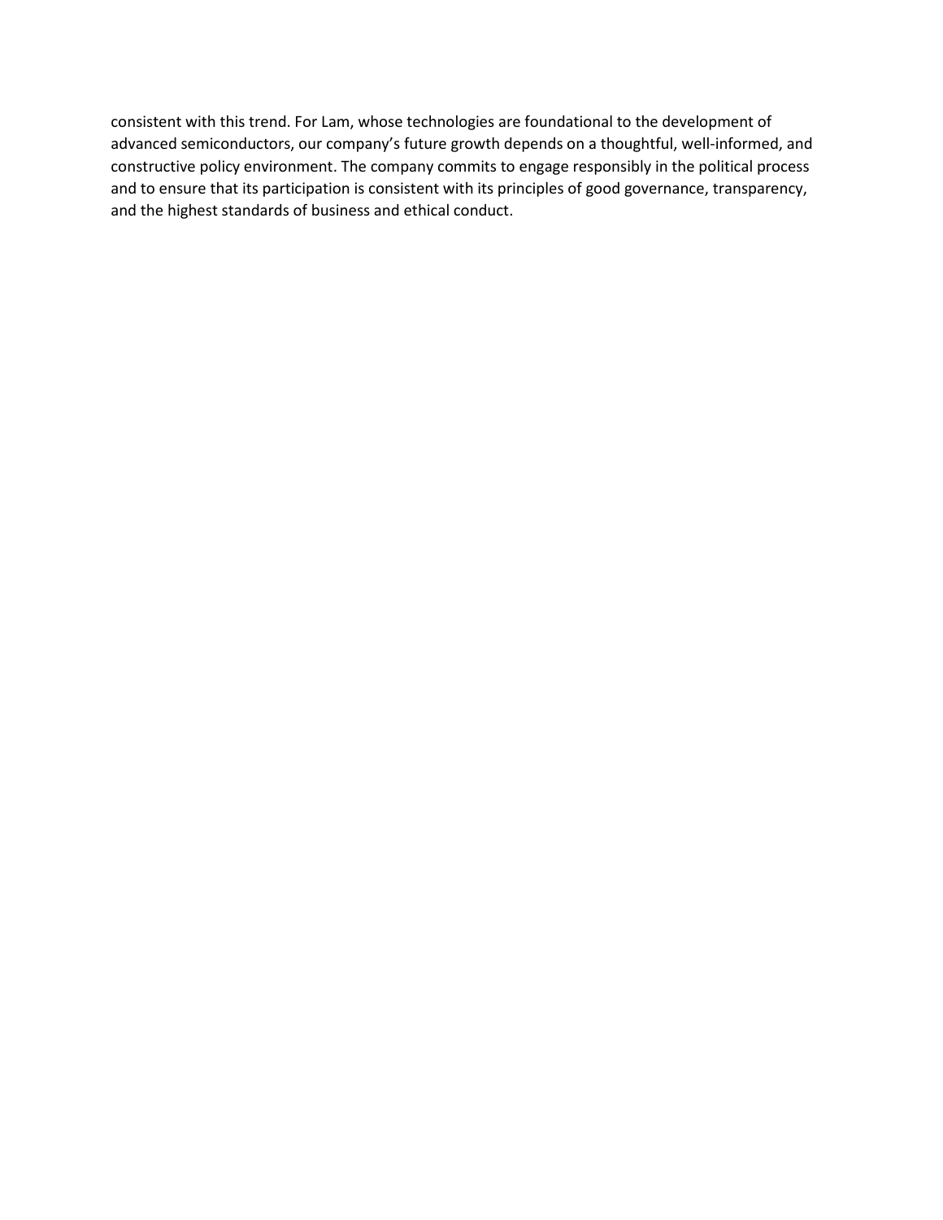consistent with this trend. For Lam, whose technologies are foundational to the development of advanced semiconductors, our company's future growth depends on a thoughtful, well-informed, and constructive policy environment. The company commits to engage responsibly in the political process and to ensure that its participation is consistent with its principles of good governance, transparency, and the highest standards of business and ethical conduct.